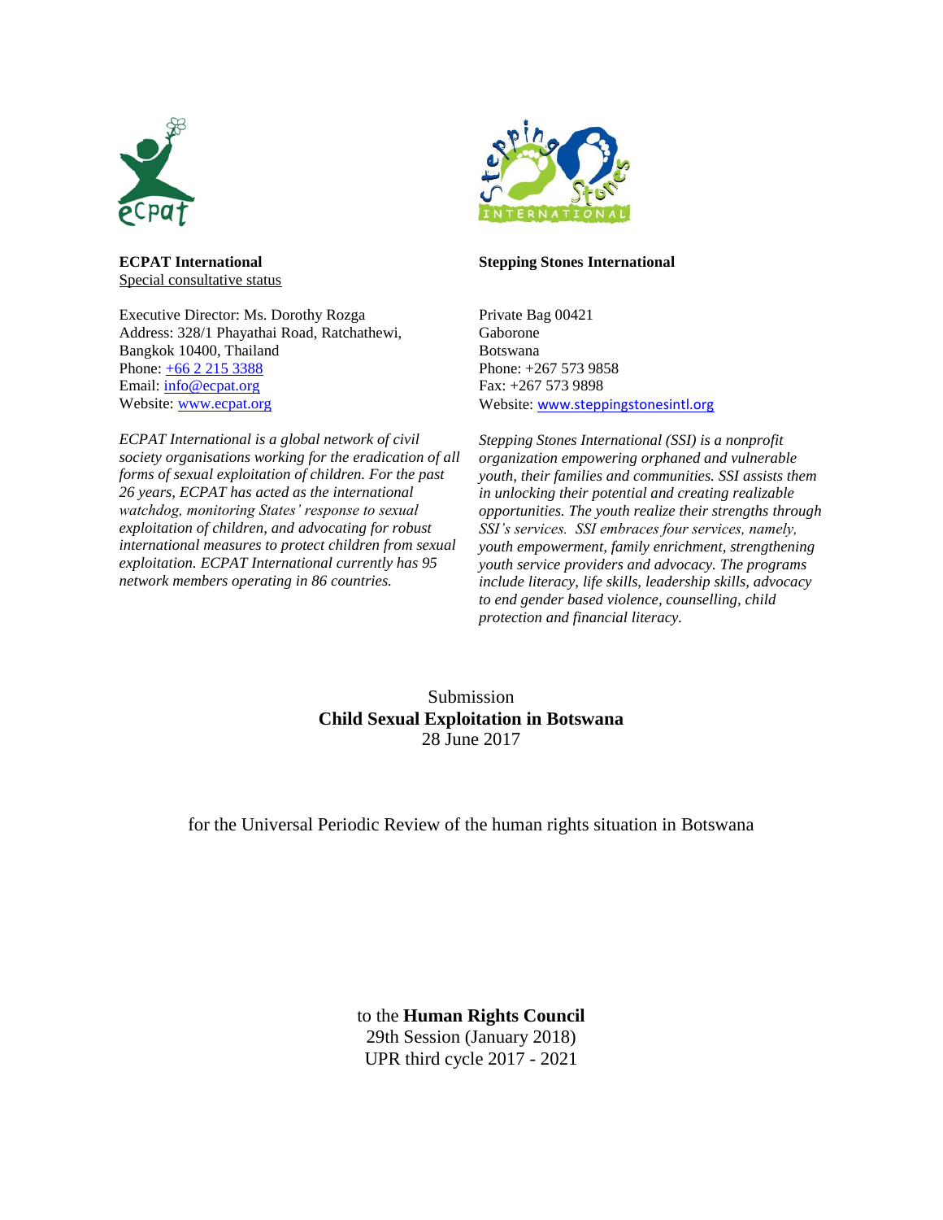**ECPAT International**
Special consultative status

Executive Director: Ms. Dorothy Rozga
Address: 328/1 Phayathai Road, Ratchathewi, Bangkok 10400, Thailand
Phone: +66 2 215 3388
Email: info@ecpat.org
Website: www.ecpat.org

*ECPAT International is a global network of civil society organisations working for the eradication of all forms of sexual exploitation of children. For the past 26 years, ECPAT has acted as the international watchdog, monitoring States' response to sexual exploitation of children, and advocating for robust international measures to protect children from sexual exploitation. ECPAT International currently has 95 network members operating in 86 countries.*

**Stepping Stones International**

Private Bag 00421
Gaborone
Botswana
Phone: +267 573 9858
Fax: +267 573 9898
Website: www.steppingstonesintl.org

*Stepping Stones International (SSI) is a nonprofit organization empowering orphaned and vulnerable youth, their families and communities. SSI assists them in unlocking their potential and creating realizable opportunities. The youth realize their strengths through SSI's services. SSI embraces four services, namely, youth empowerment, family enrichment, strengthening youth service providers and advocacy. The programs include literacy, life skills, leadership skills, advocacy to end gender based violence, counselling, child protection and financial literacy.*

Submission
**Child Sexual Exploitation in Botswana**
28 June 2017

for the Universal Periodic Review of the human rights situation in Botswana

to the **Human Rights Council**
29th Session (January 2018)
UPR third cycle 2017 - 2021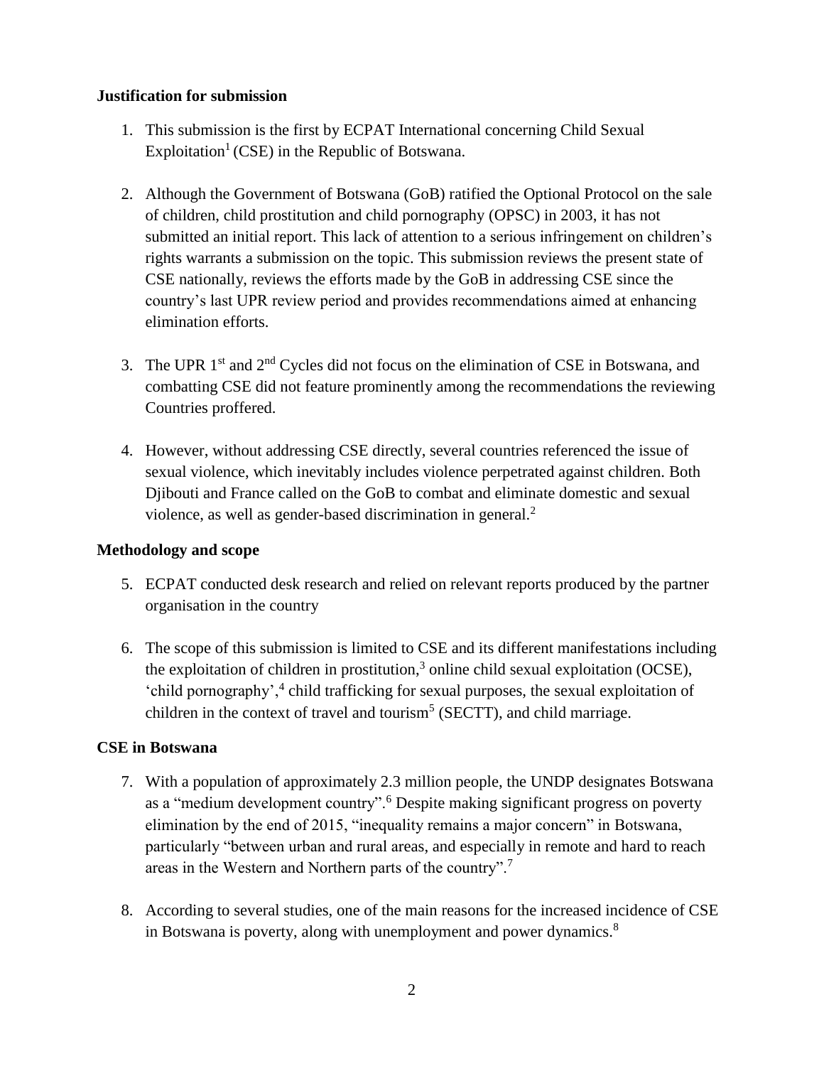**Justification for submission**

1. This submission is the first by ECPAT International concerning Child Sexual Exploitation[1] (CSE) in the Republic of Botswana.

2. Although the Government of Botswana (GoB) ratified the Optional Protocol on the sale of children, child prostitution and child pornography (OPSC) in 2003, it has not submitted an initial report. This lack of attention to a serious infringement on children's rights warrants a submission on the topic. This submission reviews the present state of CSE nationally, reviews the efforts made by the GoB in addressing CSE since the country's last UPR review period and provides recommendations aimed at enhancing elimination efforts.

3. The UPR 1st and 2nd Cycles did not focus on the elimination of CSE in Botswana, and combatting CSE did not feature prominently among the recommendations the reviewing Countries proffered.

4. However, without addressing CSE directly, several countries referenced the issue of sexual violence, which inevitably includes violence perpetrated against children. Both Djibouti and France called on the GoB to combat and eliminate domestic and sexual violence, as well as gender-based discrimination in general.[2]

**Methodology and scope**

5. ECPAT conducted desk research and relied on relevant reports produced by the partner organisation in the country

6. The scope of this submission is limited to CSE and its different manifestations including the exploitation of children in prostitution,[3] online child sexual exploitation (OCSE), 'child pornography',[4] child trafficking for sexual purposes, the sexual exploitation of children in the context of travel and tourism[5] (SECTT), and child marriage.

**CSE in Botswana**

7. With a population of approximately 2.3 million people, the UNDP designates Botswana as a "medium development country".[6] Despite making significant progress on poverty elimination by the end of 2015, "inequality remains a major concern" in Botswana, particularly "between urban and rural areas, and especially in remote and hard to reach areas in the Western and Northern parts of the country".[7]

8. According to several studies, one of the main reasons for the increased incidence of CSE in Botswana is poverty, along with unemployment and power dynamics.[8]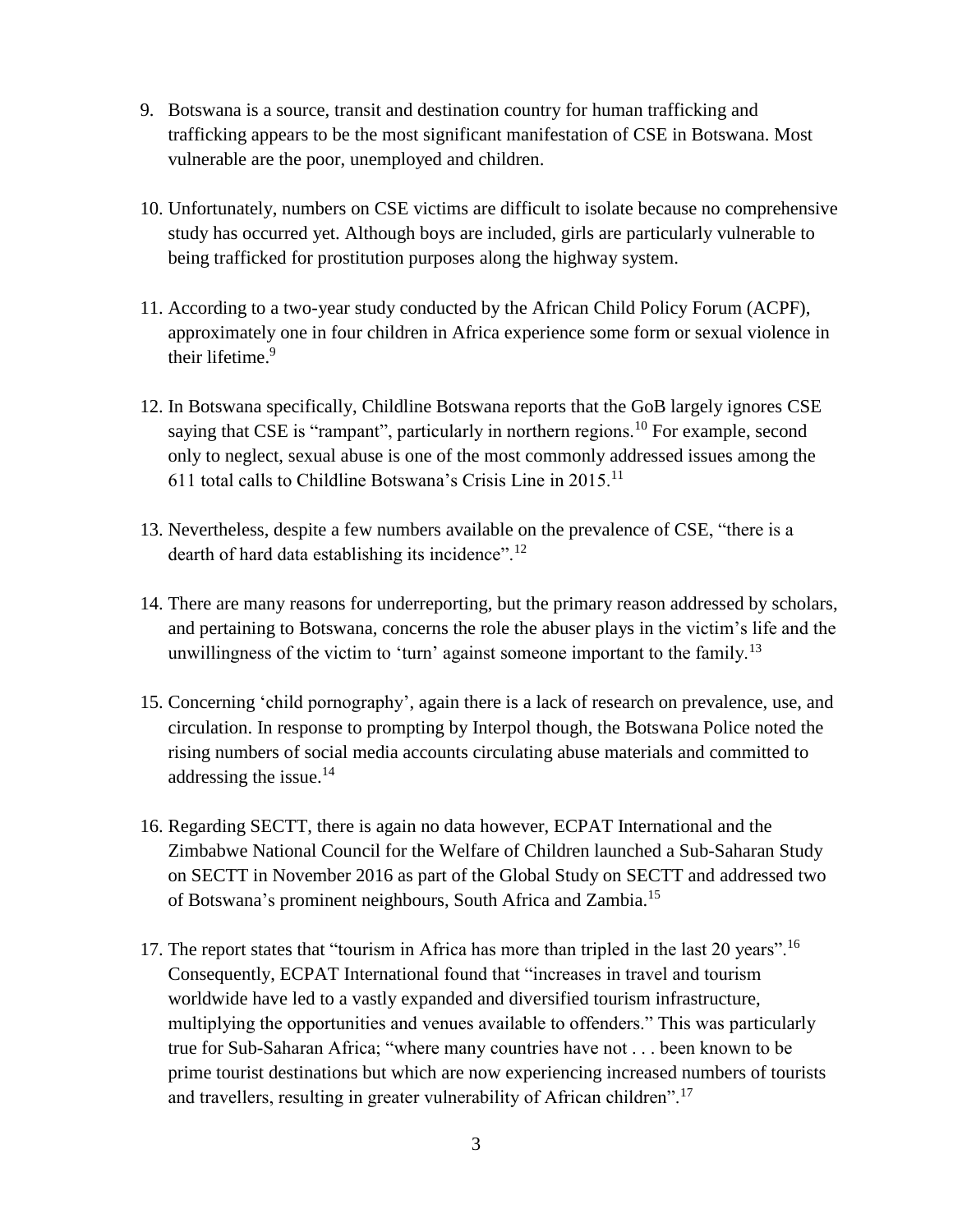9. Botswana is a source, transit and destination country for human trafficking and trafficking appears to be the most significant manifestation of CSE in Botswana. Most vulnerable are the poor, unemployed and children.

10. Unfortunately, numbers on CSE victims are difficult to isolate because no comprehensive study has occurred yet. Although boys are included, girls are particularly vulnerable to being trafficked for prostitution purposes along the highway system.

11. According to a two-year study conducted by the African Child Policy Forum (ACPF), approximately one in four children in Africa experience some form or sexual violence in their lifetime.[9]

12. In Botswana specifically, Childline Botswana reports that the GoB largely ignores CSE saying that CSE is "rampant", particularly in northern regions.[10] For example, second only to neglect, sexual abuse is one of the most commonly addressed issues among the 611 total calls to Childline Botswana's Crisis Line in 2015.[11]

13. Nevertheless, despite a few numbers available on the prevalence of CSE, "there is a dearth of hard data establishing its incidence".[12]

14. There are many reasons for underreporting, but the primary reason addressed by scholars, and pertaining to Botswana, concerns the role the abuser plays in the victim's life and the unwillingness of the victim to 'turn' against someone important to the family.[13]

15. Concerning 'child pornography', again there is a lack of research on prevalence, use, and circulation. In response to prompting by Interpol though, the Botswana Police noted the rising numbers of social media accounts circulating abuse materials and committed to addressing the issue.[14]

16. Regarding SECTT, there is again no data however, ECPAT International and the Zimbabwe National Council for the Welfare of Children launched a Sub-Saharan Study on SECTT in November 2016 as part of the Global Study on SECTT and addressed two of Botswana's prominent neighbours, South Africa and Zambia.[15]

17. The report states that "tourism in Africa has more than tripled in the last 20 years".[16] Consequently, ECPAT International found that "increases in travel and tourism worldwide have led to a vastly expanded and diversified tourism infrastructure, multiplying the opportunities and venues available to offenders." This was particularly true for Sub-Saharan Africa; "where many countries have not . . . been known to be prime tourist destinations but which are now experiencing increased numbers of tourists and travellers, resulting in greater vulnerability of African children".[17]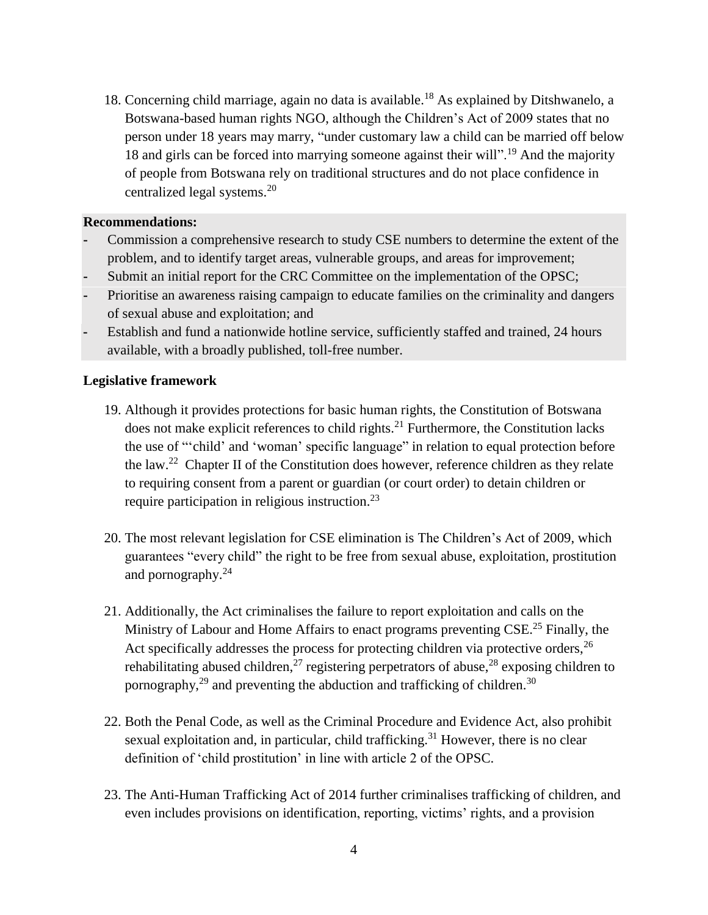18. Concerning child marriage, again no data is available.[18] As explained by Ditshwanelo, a Botswana-based human rights NGO, although the Children's Act of 2009 states that no person under 18 years may marry, "under customary law a child can be married off below 18 and girls can be forced into marrying someone against their will".[19] And the majority of people from Botswana rely on traditional structures and do not place confidence in centralized legal systems.[20]

**Recommendations:**

- Commission a comprehensive research to study CSE numbers to determine the extent of the problem, and to identify target areas, vulnerable groups, and areas for improvement;
- Submit an initial report for the CRC Committee on the implementation of the OPSC;
- Prioritise an awareness raising campaign to educate families on the criminality and dangers of sexual abuse and exploitation; and
- Establish and fund a nationwide hotline service, sufficiently staffed and trained, 24 hours available, with a broadly published, toll-free number.

**Legislative framework**

19. Although it provides protections for basic human rights, the Constitution of Botswana does not make explicit references to child rights.[21] Furthermore, the Constitution lacks the use of "'child' and 'woman' specific language" in relation to equal protection before the law.[22] Chapter II of the Constitution does however, reference children as they relate to requiring consent from a parent or guardian (or court order) to detain children or require participation in religious instruction.[23]

20. The most relevant legislation for CSE elimination is The Children's Act of 2009, which guarantees "every child" the right to be free from sexual abuse, exploitation, prostitution and pornography.[24]

21. Additionally, the Act criminalises the failure to report exploitation and calls on the Ministry of Labour and Home Affairs to enact programs preventing CSE.[25] Finally, the Act specifically addresses the process for protecting children via protective orders,[26] rehabilitating abused children,[27] registering perpetrators of abuse,[28] exposing children to pornography,[29] and preventing the abduction and trafficking of children.[30]

22. Both the Penal Code, as well as the Criminal Procedure and Evidence Act, also prohibit sexual exploitation and, in particular, child trafficking.[31] However, there is no clear definition of 'child prostitution' in line with article 2 of the OPSC.

23. The Anti-Human Trafficking Act of 2014 further criminalises trafficking of children, and even includes provisions on identification, reporting, victims' rights, and a provision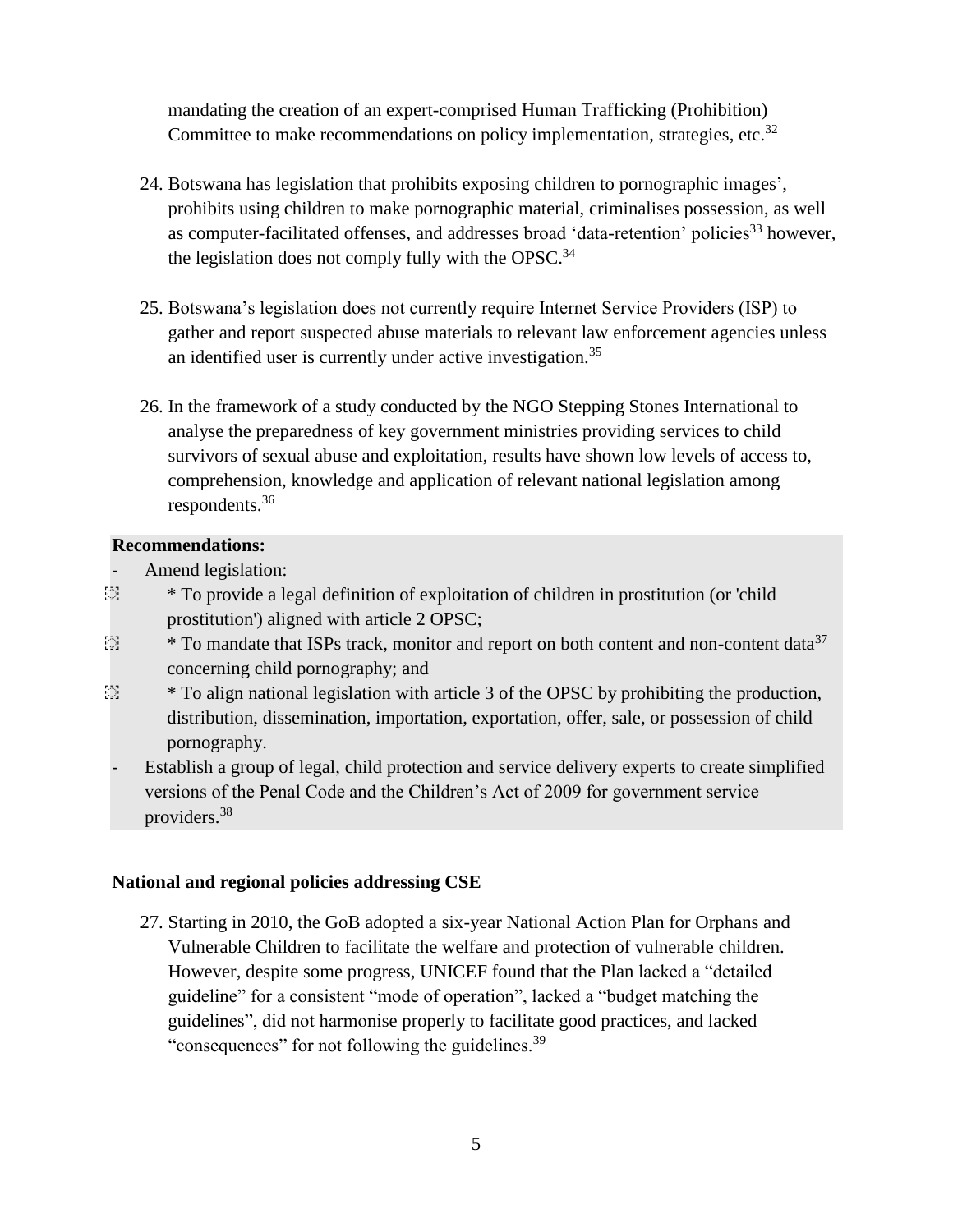mandating the creation of an expert-comprised Human Trafficking (Prohibition) Committee to make recommendations on policy implementation, strategies, etc.[32]

24. Botswana has legislation that prohibits exposing children to pornographic images', prohibits using children to make pornographic material, criminalises possession, as well as computer-facilitated offenses, and addresses broad 'data-retention' policies[33] however, the legislation does not comply fully with the OPSC.[34]

25. Botswana's legislation does not currently require Internet Service Providers (ISP) to gather and report suspected abuse materials to relevant law enforcement agencies unless an identified user is currently under active investigation.[35]

26. In the framework of a study conducted by the NGO Stepping Stones International to analyse the preparedness of key government ministries providing services to child survivors of sexual abuse and exploitation, results have shown low levels of access to, comprehension, knowledge and application of relevant national legislation among respondents.[36]

**Recommendations:**

- Amend legislation:
  - * To provide a legal definition of exploitation of children in prostitution (or 'child prostitution') aligned with article 2 OPSC;
  - * To mandate that ISPs track, monitor and report on both content and non-content data[37] concerning child pornography; and
  - * To align national legislation with article 3 of the OPSC by prohibiting the production, distribution, dissemination, importation, exportation, offer, sale, or possession of child pornography.
- Establish a group of legal, child protection and service delivery experts to create simplified versions of the Penal Code and the Children's Act of 2009 for government service providers.[38]

**National and regional policies addressing CSE**

27. Starting in 2010, the GoB adopted a six-year National Action Plan for Orphans and Vulnerable Children to facilitate the welfare and protection of vulnerable children. However, despite some progress, UNICEF found that the Plan lacked a "detailed guideline" for a consistent "mode of operation", lacked a "budget matching the guidelines", did not harmonise properly to facilitate good practices, and lacked "consequences" for not following the guidelines.[39]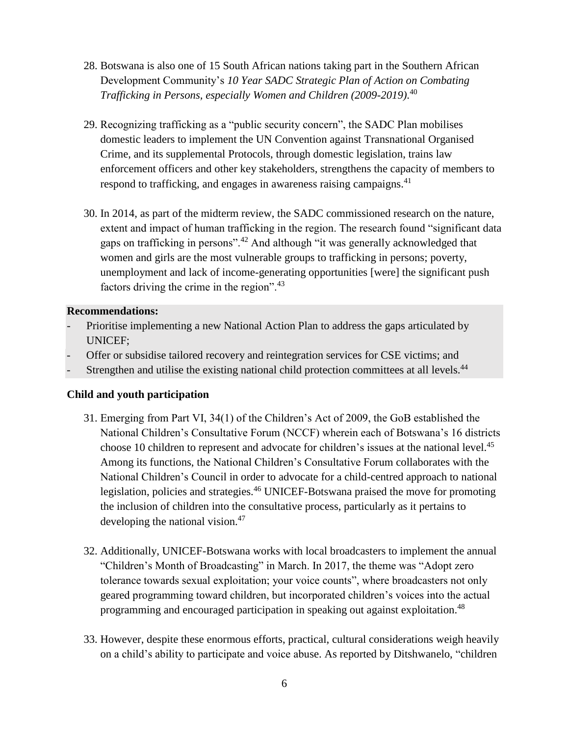28. Botswana is also one of 15 South African nations taking part in the Southern African Development Community's *10 Year SADC Strategic Plan of Action on Combating Trafficking in Persons, especially Women and Children (2009-2019)*.[40]

29. Recognizing trafficking as a "public security concern", the SADC Plan mobilises domestic leaders to implement the UN Convention against Transnational Organised Crime, and its supplemental Protocols, through domestic legislation, trains law enforcement officers and other key stakeholders, strengthens the capacity of members to respond to trafficking, and engages in awareness raising campaigns.[41]

30. In 2014, as part of the midterm review, the SADC commissioned research on the nature, extent and impact of human trafficking in the region. The research found "significant data gaps on trafficking in persons".[42] And although "it was generally acknowledged that women and girls are the most vulnerable groups to trafficking in persons; poverty, unemployment and lack of income-generating opportunities [were] the significant push factors driving the crime in the region".[43]

**Recommendations:**

- Prioritise implementing a new National Action Plan to address the gaps articulated by UNICEF;
- Offer or subsidise tailored recovery and reintegration services for CSE victims; and
- Strengthen and utilise the existing national child protection committees at all levels.[44]

**Child and youth participation**

31. Emerging from Part VI, 34(1) of the Children's Act of 2009, the GoB established the National Children's Consultative Forum (NCCF) wherein each of Botswana's 16 districts choose 10 children to represent and advocate for children's issues at the national level.[45] Among its functions, the National Children's Consultative Forum collaborates with the National Children's Council in order to advocate for a child-centred approach to national legislation, policies and strategies.[46] UNICEF-Botswana praised the move for promoting the inclusion of children into the consultative process, particularly as it pertains to developing the national vision.[47]

32. Additionally, UNICEF-Botswana works with local broadcasters to implement the annual "Children's Month of Broadcasting" in March. In 2017, the theme was "Adopt zero tolerance towards sexual exploitation; your voice counts", where broadcasters not only geared programming toward children, but incorporated children's voices into the actual programming and encouraged participation in speaking out against exploitation.[48]

33. However, despite these enormous efforts, practical, cultural considerations weigh heavily on a child's ability to participate and voice abuse. As reported by Ditshwanelo, "children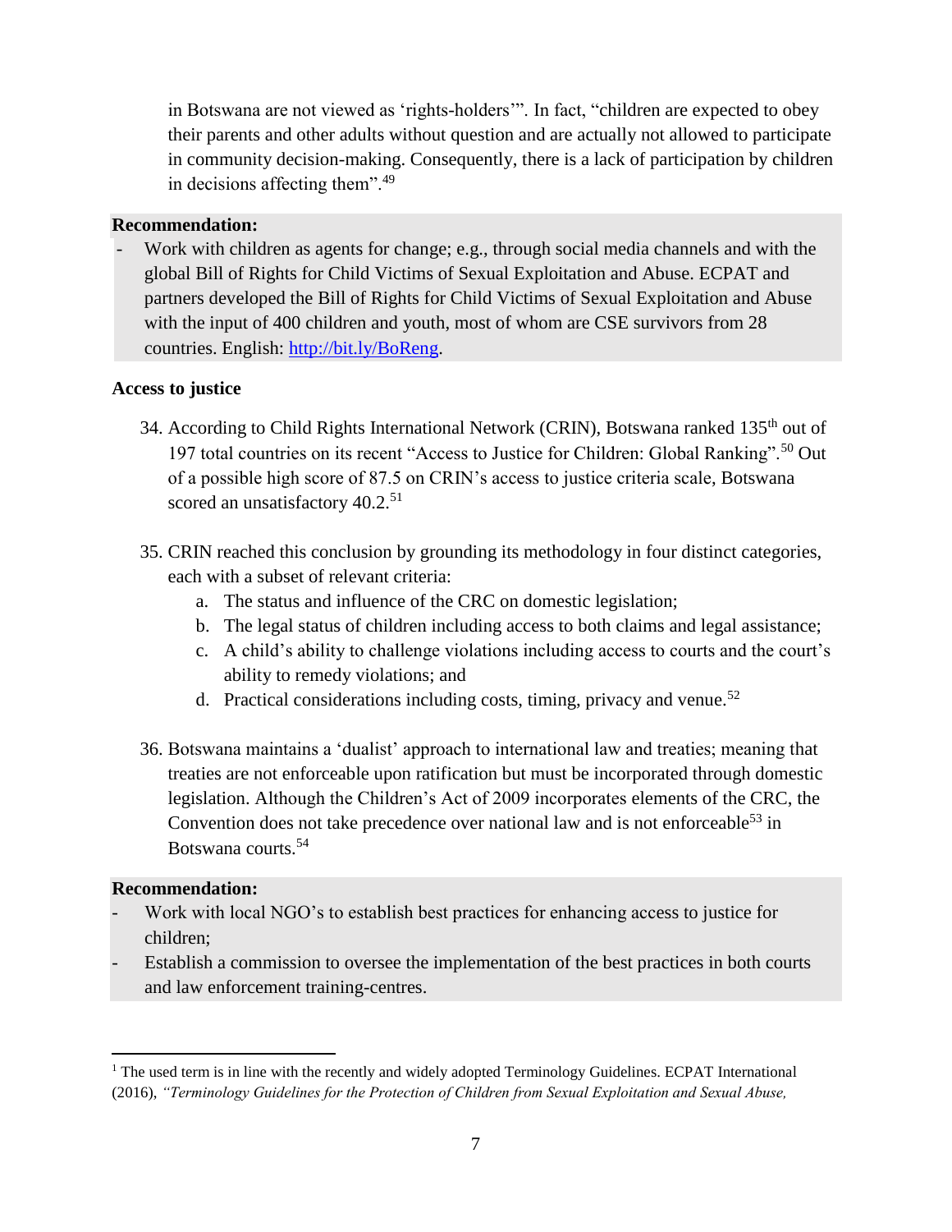in Botswana are not viewed as 'rights-holders'". In fact, "children are expected to obey their parents and other adults without question and are actually not allowed to participate in community decision-making. Consequently, there is a lack of participation by children in decisions affecting them".[49]

**Recommendation:**

- Work with children as agents for change; e.g., through social media channels and with the global Bill of Rights for Child Victims of Sexual Exploitation and Abuse. ECPAT and partners developed the Bill of Rights for Child Victims of Sexual Exploitation and Abuse with the input of 400 children and youth, most of whom are CSE survivors from 28 countries. English: http://bit.ly/BoReng.

**Access to justice**

34. According to Child Rights International Network (CRIN), Botswana ranked 135th out of 197 total countries on its recent "Access to Justice for Children: Global Ranking".[50] Out of a possible high score of 87.5 on CRIN's access to justice criteria scale, Botswana scored an unsatisfactory 40.2.[51]

35. CRIN reached this conclusion by grounding its methodology in four distinct categories, each with a subset of relevant criteria:
    a. The status and influence of the CRC on domestic legislation;
    b. The legal status of children including access to both claims and legal assistance;
    c. A child's ability to challenge violations including access to courts and the court's ability to remedy violations; and
    d. Practical considerations including costs, timing, privacy and venue.[52]

36. Botswana maintains a 'dualist' approach to international law and treaties; meaning that treaties are not enforceable upon ratification but must be incorporated through domestic legislation. Although the Children's Act of 2009 incorporates elements of the CRC, the Convention does not take precedence over national law and is not enforceable[53] in Botswana courts.[54]

**Recommendation:**

- Work with local NGO's to establish best practices for enhancing access to justice for children;
- Establish a commission to oversee the implementation of the best practices in both courts and law enforcement training-centres.

---

[1] The used term is in line with the recently and widely adopted Terminology Guidelines. ECPAT International (2016), *"Terminology Guidelines for the Protection of Children from Sexual Exploitation and Sexual Abuse,*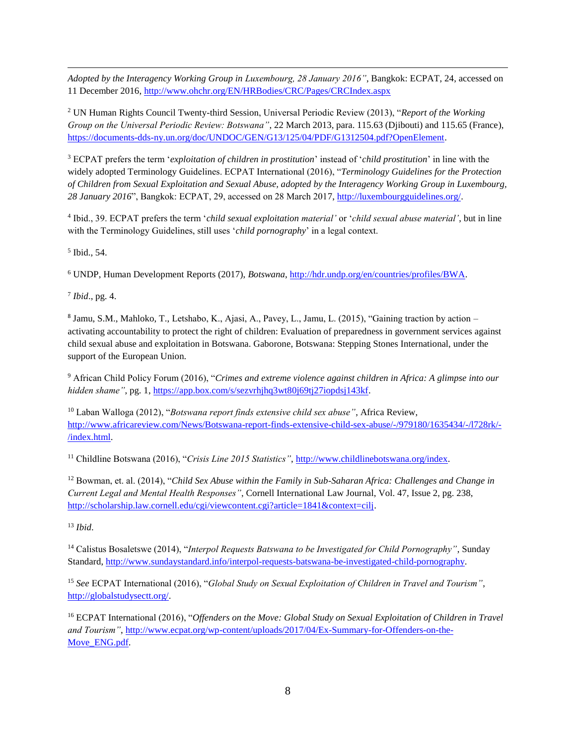*Adopted by the Interagency Working Group in Luxembourg, 28 January 2016"*, Bangkok: ECPAT, 24, accessed on 11 December 2016, http://www.ohchr.org/EN/HRBodies/CRC/Pages/CRCIndex.aspx

[2] UN Human Rights Council Twenty-third Session, Universal Periodic Review (2013), "*Report of the Working Group on the Universal Periodic Review: Botswana"*, 22 March 2013, para. 115.63 (Djibouti) and 115.65 (France), https://documents-dds-ny.un.org/doc/UNDOC/GEN/G13/125/04/PDF/G1312504.pdf?OpenElement.

[3] ECPAT prefers the term '*exploitation of children in prostitution*' instead of '*child prostitution*' in line with the widely adopted Terminology Guidelines. ECPAT International (2016), "*Terminology Guidelines for the Protection of Children from Sexual Exploitation and Sexual Abuse, adopted by the Interagency Working Group in Luxembourg, 28 January 2016*", Bangkok: ECPAT, 29, accessed on 28 March 2017, http://luxembourgguidelines.org/.

[4] Ibid., 39. ECPAT prefers the term '*child sexual exploitation material'* or '*child sexual abuse material'*, but in line with the Terminology Guidelines, still uses '*child pornography*' in a legal context.

[5] Ibid., 54.

[6] UNDP, Human Development Reports (2017), *Botswana*, http://hdr.undp.org/en/countries/profiles/BWA.

[7] *Ibid*., pg. 4.

[8] Jamu, S.M., Mahloko, T., Letshabo, K., Ajasi, A., Pavey, L., Jamu, L. (2015), "Gaining traction by action – activating accountability to protect the right of children: Evaluation of preparedness in government services against child sexual abuse and exploitation in Botswana. Gaborone, Botswana: Stepping Stones International, under the support of the European Union.

[9] African Child Policy Forum (2016), "*Crimes and extreme violence against children in Africa: A glimpse into our hidden shame"*, pg. 1, https://app.box.com/s/sezvrhjhq3wt80j69tj27iopdsj143kf.

[10] Laban Walloga (2012), "*Botswana report finds extensive child sex abuse"*, Africa Review, http://www.africareview.com/News/Botswana-report-finds-extensive-child-sex-abuse/-/979180/1635434/-/l728rk/-/index.html.

[11] Childline Botswana (2016), "*Crisis Line 2015 Statistics"*, http://www.childlinebotswana.org/index.

[12] Bowman, et. al. (2014), "*Child Sex Abuse within the Family in Sub-Saharan Africa: Challenges and Change in Current Legal and Mental Health Responses"*, Cornell International Law Journal, Vol. 47, Issue 2, pg. 238, http://scholarship.law.cornell.edu/cgi/viewcontent.cgi?article=1841&context=cilj.

[13] *Ibid*.

[14] Calistus Bosaletswe (2014), "*Interpol Requests Batswana to be Investigated for Child Pornography"*, Sunday Standard, http://www.sundaystandard.info/interpol-requests-batswana-be-investigated-child-pornography.

[15] *See* ECPAT International (2016), "*Global Study on Sexual Exploitation of Children in Travel and Tourism"*, http://globalstudysectt.org/.

[16] ECPAT International (2016), "*Offenders on the Move: Global Study on Sexual Exploitation of Children in Travel and Tourism"*, http://www.ecpat.org/wp-content/uploads/2017/04/Ex-Summary-for-Offenders-on-the-Move_ENG.pdf.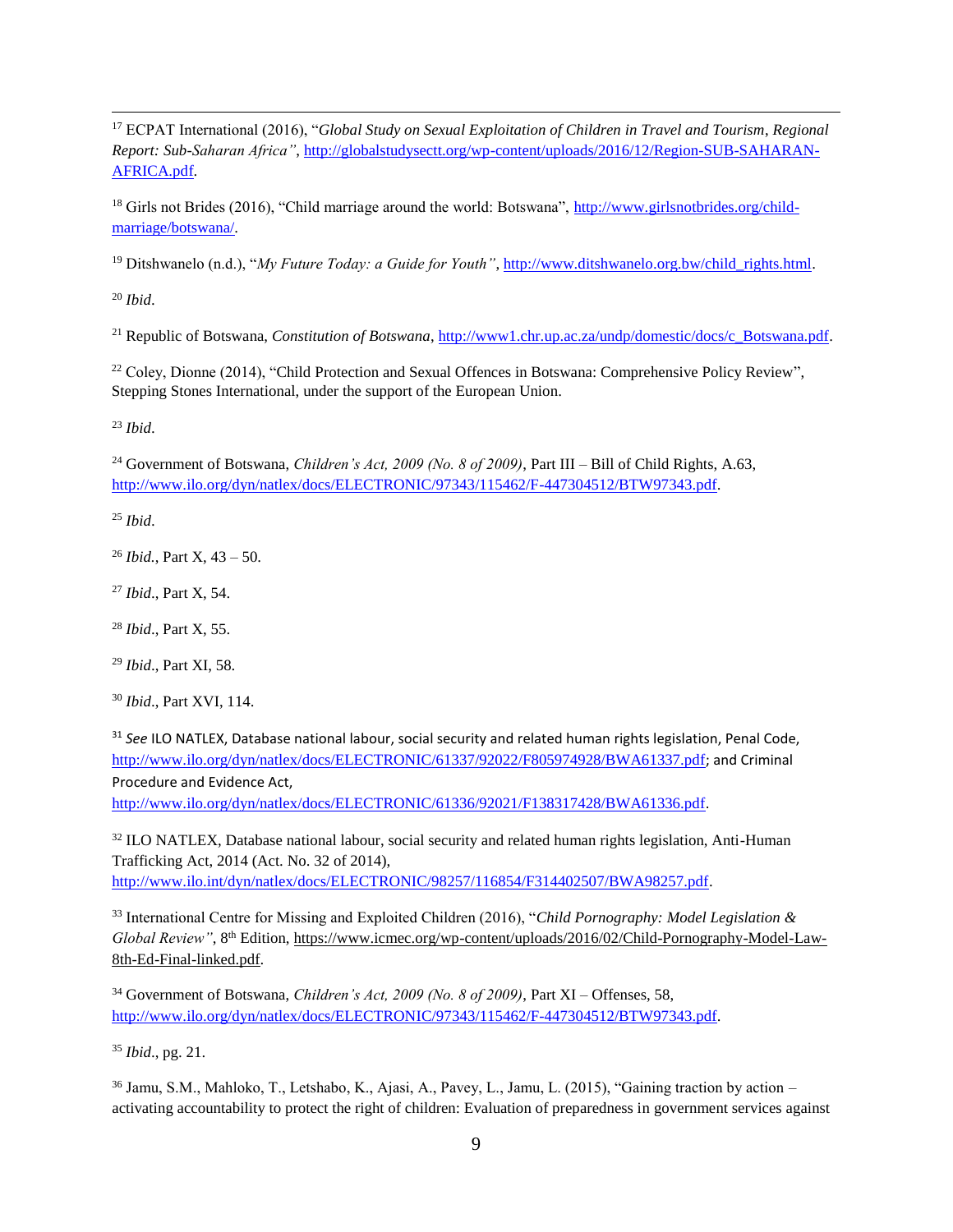[17] ECPAT International (2016), "*Global Study on Sexual Exploitation of Children in Travel and Tourism*, *Regional Report: Sub-Saharan Africa"*, http://globalstudysectt.org/wp-content/uploads/2016/12/Region-SUB-SAHARAN-AFRICA.pdf.

[18] Girls not Brides (2016), "Child marriage around the world: Botswana", http://www.girlsnotbrides.org/child-marriage/botswana/.

[19] Ditshwanelo (n.d.), "*My Future Today: a Guide for Youth"*, http://www.ditshwanelo.org.bw/child_rights.html.

[20] *Ibid*.

[21] Republic of Botswana, *Constitution of Botswana*, http://www1.chr.up.ac.za/undp/domestic/docs/c_Botswana.pdf.

[22] Coley, Dionne (2014), "Child Protection and Sexual Offences in Botswana: Comprehensive Policy Review", Stepping Stones International, under the support of the European Union.

[23] *Ibid*.

[24] Government of Botswana, *Children's Act, 2009 (No. 8 of 2009)*, Part III – Bill of Child Rights, A.63, http://www.ilo.org/dyn/natlex/docs/ELECTRONIC/97343/115462/F-447304512/BTW97343.pdf.

[25] *Ibid*.

[26] *Ibid*., Part X, 43 – 50.

[27] *Ibid*., Part X, 54.

[28] *Ibid*., Part X, 55.

[29] *Ibid*., Part XI, 58.

[30] *Ibid*., Part XVI, 114.

[31] *See* ILO NATLEX, Database national labour, social security and related human rights legislation, Penal Code, http://www.ilo.org/dyn/natlex/docs/ELECTRONIC/61337/92022/F805974928/BWA61337.pdf; and Criminal Procedure and Evidence Act, http://www.ilo.org/dyn/natlex/docs/ELECTRONIC/61336/92021/F138317428/BWA61336.pdf.

[32] ILO NATLEX, Database national labour, social security and related human rights legislation, Anti-Human Trafficking Act, 2014 (Act. No. 32 of 2014), http://www.ilo.int/dyn/natlex/docs/ELECTRONIC/98257/116854/F314402507/BWA98257.pdf.

[33] International Centre for Missing and Exploited Children (2016), "*Child Pornography: Model Legislation & Global Review"*, 8th Edition, https://www.icmec.org/wp-content/uploads/2016/02/Child-Pornography-Model-Law-8th-Ed-Final-linked.pdf.

[34] Government of Botswana, *Children's Act, 2009 (No. 8 of 2009)*, Part XI – Offenses, 58, http://www.ilo.org/dyn/natlex/docs/ELECTRONIC/97343/115462/F-447304512/BTW97343.pdf.

[35] *Ibid*., pg. 21.

[36] Jamu, S.M., Mahloko, T., Letshabo, K., Ajasi, A., Pavey, L., Jamu, L. (2015), "Gaining traction by action – activating accountability to protect the right of children: Evaluation of preparedness in government services against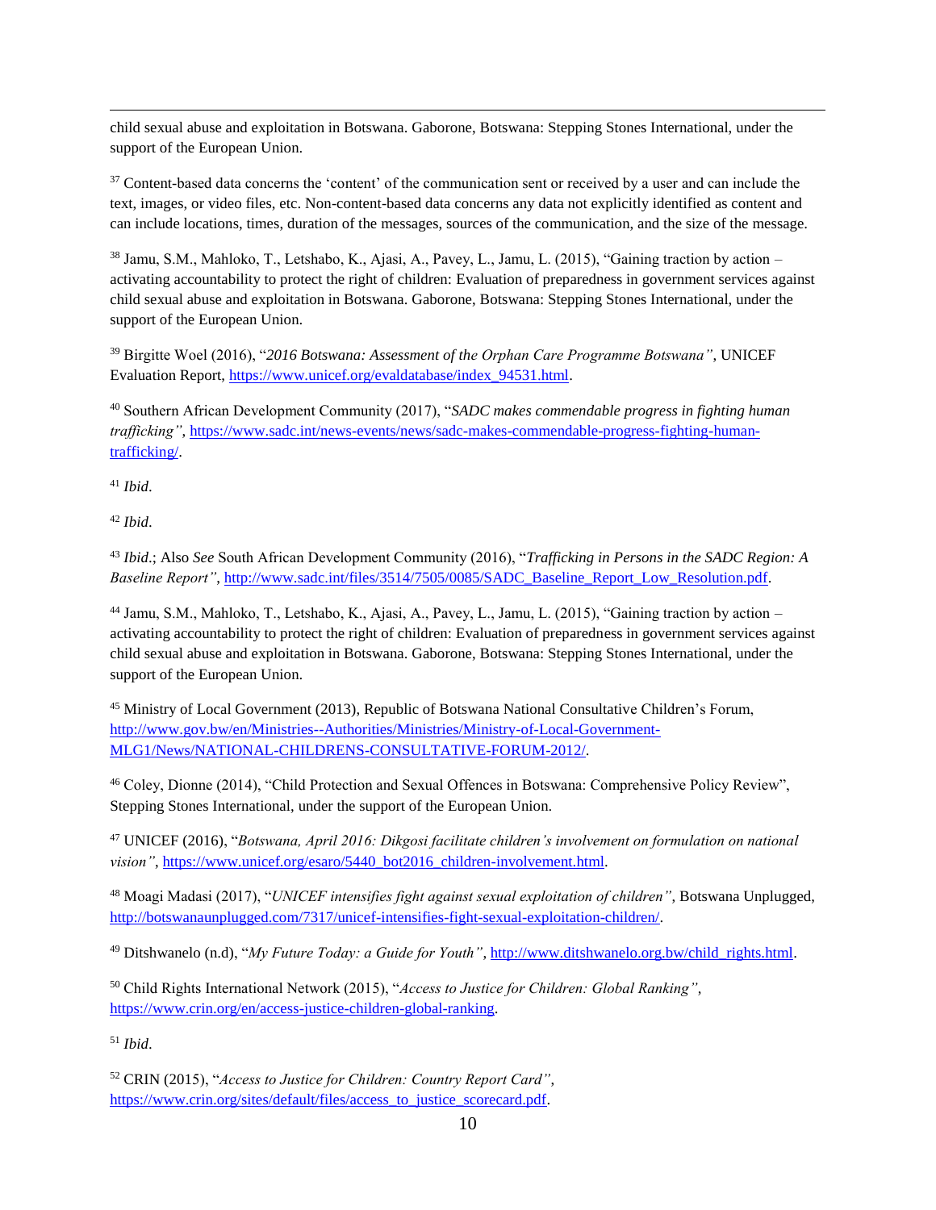child sexual abuse and exploitation in Botswana. Gaborone, Botswana: Stepping Stones International, under the support of the European Union.

[37] Content-based data concerns the 'content' of the communication sent or received by a user and can include the text, images, or video files, etc. Non-content-based data concerns any data not explicitly identified as content and can include locations, times, duration of the messages, sources of the communication, and the size of the message.

[38] Jamu, S.M., Mahloko, T., Letshabo, K., Ajasi, A., Pavey, L., Jamu, L. (2015), "Gaining traction by action – activating accountability to protect the right of children: Evaluation of preparedness in government services against child sexual abuse and exploitation in Botswana. Gaborone, Botswana: Stepping Stones International, under the support of the European Union.

[39] Birgitte Woel (2016), "*2016 Botswana: Assessment of the Orphan Care Programme Botswana"*, UNICEF Evaluation Report, https://www.unicef.org/evaldatabase/index_94531.html.

[40] Southern African Development Community (2017), "*SADC makes commendable progress in fighting human trafficking"*, https://www.sadc.int/news-events/news/sadc-makes-commendable-progress-fighting-human-trafficking/.

[41] *Ibid*.

[42] *Ibid*.

[43] *Ibid*.; Also *See* South African Development Community (2016), "*Trafficking in Persons in the SADC Region: A Baseline Report"*, http://www.sadc.int/files/3514/7505/0085/SADC_Baseline_Report_Low_Resolution.pdf.

[44] Jamu, S.M., Mahloko, T., Letshabo, K., Ajasi, A., Pavey, L., Jamu, L. (2015), "Gaining traction by action – activating accountability to protect the right of children: Evaluation of preparedness in government services against child sexual abuse and exploitation in Botswana. Gaborone, Botswana: Stepping Stones International, under the support of the European Union.

[45] Ministry of Local Government (2013), Republic of Botswana National Consultative Children's Forum, http://www.gov.bw/en/Ministries--Authorities/Ministries/Ministry-of-Local-Government-MLG1/News/NATIONAL-CHILDRENS-CONSULTATIVE-FORUM-2012/.

[46] Coley, Dionne (2014), "Child Protection and Sexual Offences in Botswana: Comprehensive Policy Review", Stepping Stones International, under the support of the European Union.

[47] UNICEF (2016), "*Botswana, April 2016: Dikgosi facilitate children's involvement on formulation on national vision"*, https://www.unicef.org/esaro/5440_bot2016_children-involvement.html.

[48] Moagi Madasi (2017), "*UNICEF intensifies fight against sexual exploitation of children"*, Botswana Unplugged, http://botswanaunplugged.com/7317/unicef-intensifies-fight-sexual-exploitation-children/.

[49] Ditshwanelo (n.d), "*My Future Today: a Guide for Youth"*, http://www.ditshwanelo.org.bw/child_rights.html.

[50] Child Rights International Network (2015), "*Access to Justice for Children: Global Ranking"*, https://www.crin.org/en/access-justice-children-global-ranking.

[51] *Ibid*.

[52] CRIN (2015), "*Access to Justice for Children: Country Report Card"*, https://www.crin.org/sites/default/files/access_to_justice_scorecard.pdf.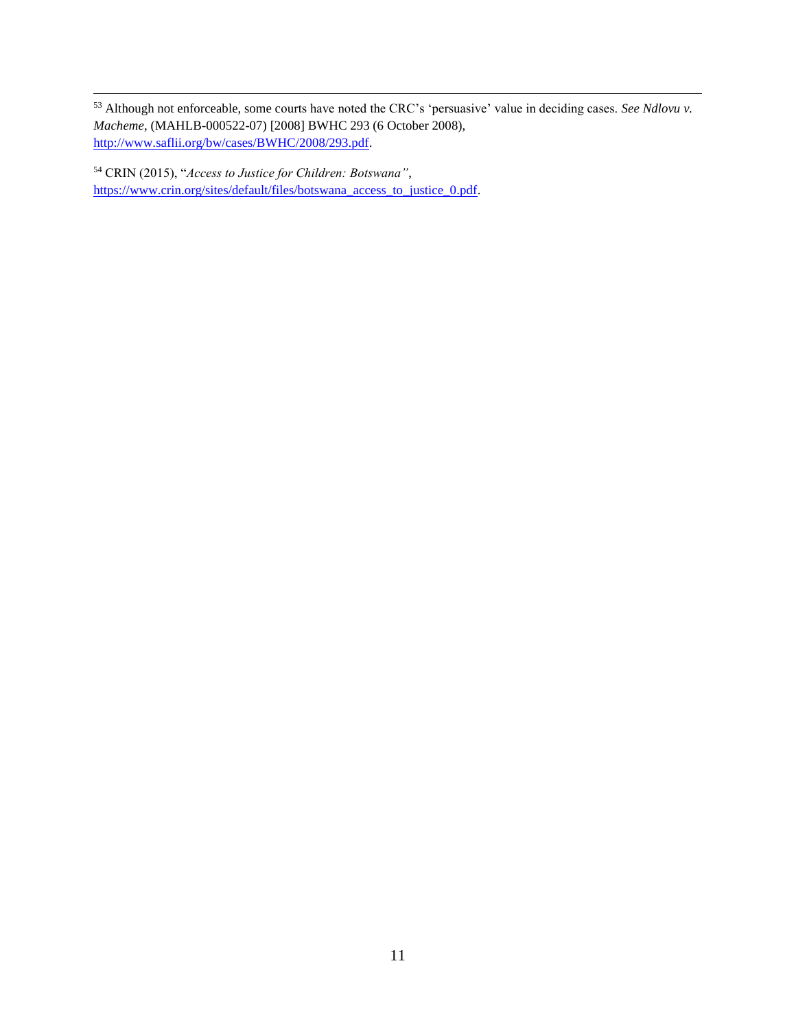[53] Although not enforceable, some courts have noted the CRC's 'persuasive' value in deciding cases. *See Ndlovu v. Macheme*, (MAHLB-000522-07) [2008] BWHC 293 (6 October 2008), http://www.saflii.org/bw/cases/BWHC/2008/293.pdf.

[54] CRIN (2015), "*Access to Justice for Children: Botswana"*, https://www.crin.org/sites/default/files/botswana_access_to_justice_0.pdf.